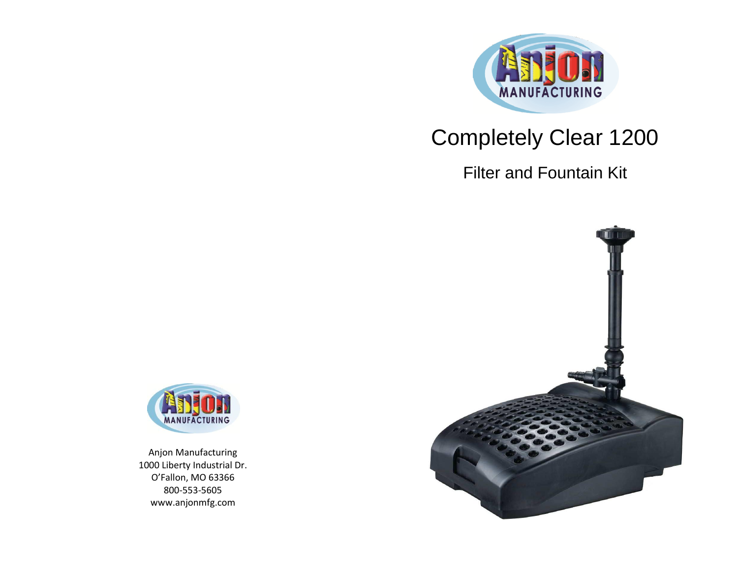# Completely Clear 1200

## Filter and Fountain Kit

Anjon Manufacturing
1000 Liberty Industrial Dr.
O'Fallon, MO 63366
800-553-5605
www.anjonmfg.com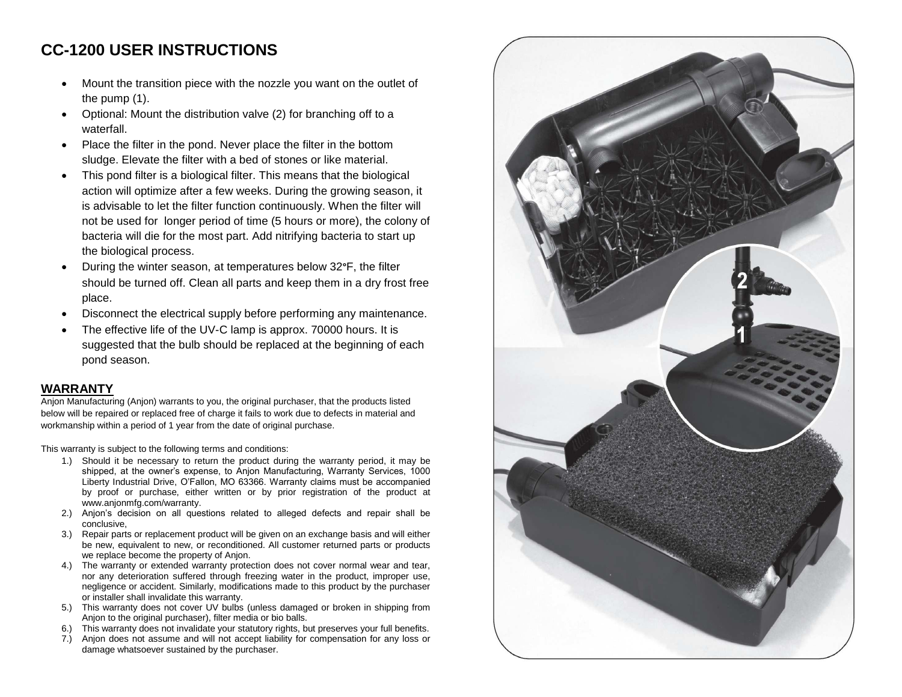## CC-1200 USER INSTRUCTIONS

- Mount the transition piece with the nozzle you want on the outlet of the pump (1).
- Optional: Mount the distribution valve (2) for branching off to a waterfall.
- Place the filter in the pond. Never place the filter in the bottom sludge. Elevate the filter with a bed of stones or like material.
- This pond filter is a biological filter. This means that the biological action will optimize after a few weeks. During the growing season, it is advisable to let the filter function continuously. When the filter will not be used for  longer period of time (5 hours or more), the colony of bacteria will die for the most part. Add nitrifying bacteria to start up the biological process.
- During the winter season, at temperatures below 32°F, the filter should be turned off. Clean all parts and keep them in a dry frost free place.
- Disconnect the electrical supply before performing any maintenance.
- The effective life of the UV-C lamp is approx. 70000 hours. It is suggested that the bulb should be replaced at the beginning of each pond season.

## WARRANTY

Anjon Manufacturing (Anjon) warrants to you, the original purchaser, that the products listed below will be repaired or replaced free of charge it fails to work due to defects in material and workmanship within a period of 1 year from the date of original purchase.

This warranty is subject to the following terms and conditions:

1.) Should it be necessary to return the product during the warranty period, it may be shipped, at the owner's expense, to Anjon Manufacturing, Warranty Services, 1000 Liberty Industrial Drive, O'Fallon, MO 63366. Warranty claims must be accompanied by proof or purchase, either written or by prior registration of the product at www.anjonmfg.com/warranty.
2.) Anjon's decision on all questions related to alleged defects and repair shall be conclusive,
3.) Repair parts or replacement product will be given on an exchange basis and will either be new, equivalent to new, or reconditioned. All customer returned parts or products we replace become the property of Anjon.
4.) The warranty or extended warranty protection does not cover normal wear and tear, nor any deterioration suffered through freezing water in the product, improper use, negligence or accident. Similarly, modifications made to this product by the purchaser or installer shall invalidate this warranty.
5.) This warranty does not cover UV bulbs (unless damaged or broken in shipping from Anjon to the original purchaser), filter media or bio balls.
6.) This warranty does not invalidate your statutory rights, but preserves your full benefits.
7.) Anjon does not assume and will not accept liability for compensation for any loss or damage whatsoever sustained by the purchaser.

2

1